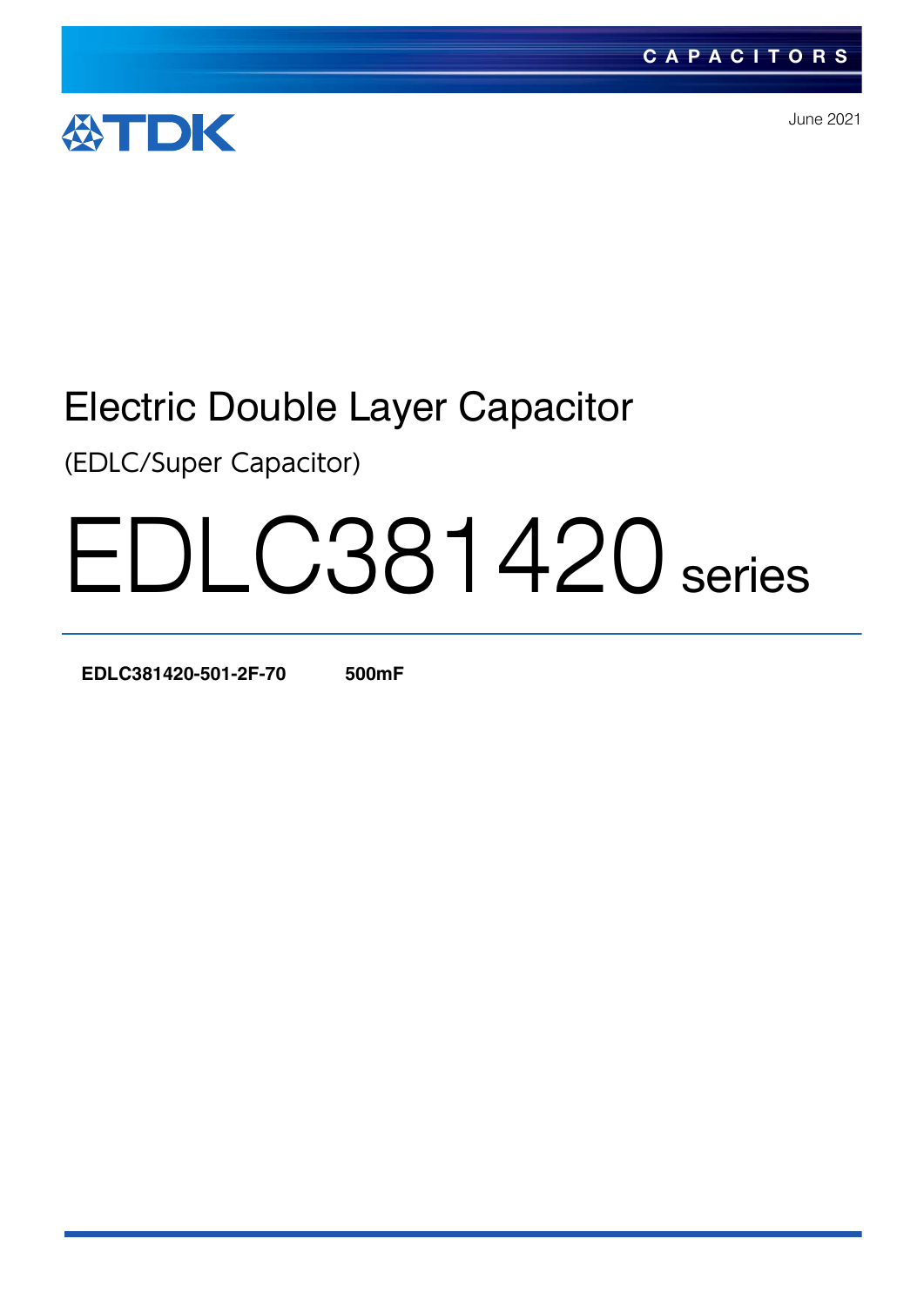CAPACITORS

June 2021

# Electric Double Layer Capacitor

(EDLC/Super Capacitor)

# EDLC381420 series

| | |
|---|---|
| **EDLC381420-501-2F-70** | **500mF** |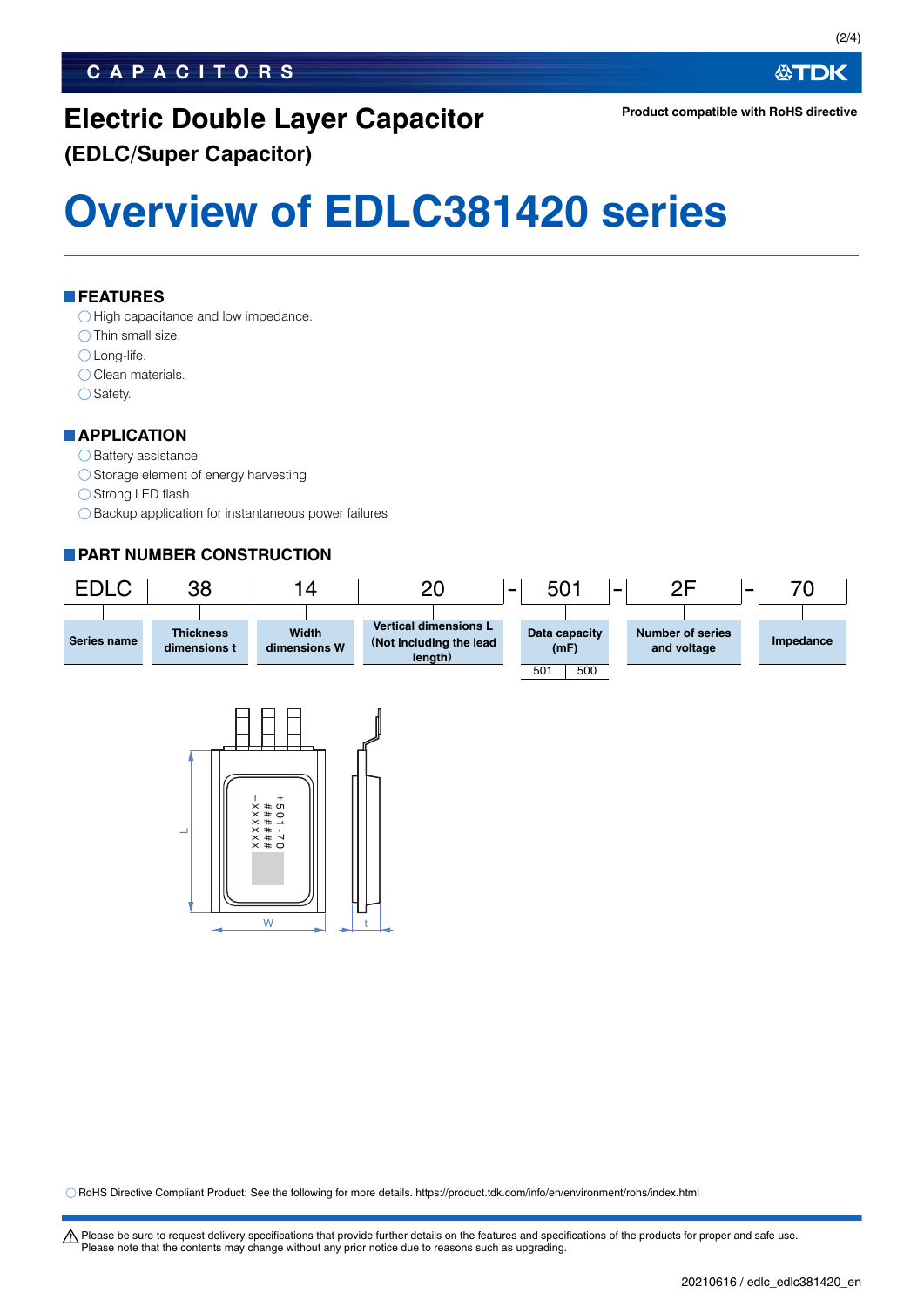# Electric Double Layer Capacitor

## (EDLC/Super Capacitor)

Product compatible with RoHS directive

# Overview of EDLC381420 series

## FEATURES

- High capacitance and low impedance.
- Thin small size.
- Long-life.
- Clean materials.
- Safety.

## APPLICATION

- Battery assistance
- Storage element of energy harvesting
- Strong LED flash
- Backup application for instantaneous power failures

## PART NUMBER CONSTRUCTION

| EDLC | 38 | 14 | 20 | - | 501 | - | 2F | - | 70 |
|---|---|---|---|---|---|---|---|---|---|
| Series name | Thickness dimensions t | Width dimensions W | Vertical dimensions L (Not including the lead length) | | Data capacity (mF) | | Number of series and voltage | | Impedance |
| | | | | | 501 → 500 | | | | |

L

W

t

+501-70
######
-XXXXXX

○ RoHS Directive Compliant Product: See the following for more details. https://product.tdk.com/info/en/environment/rohs/index.html

⚠ Please be sure to request delivery specifications that provide further details on the features and specifications of the products for proper and safe use.
Please note that the contents may change without any prior notice due to reasons such as upgrading.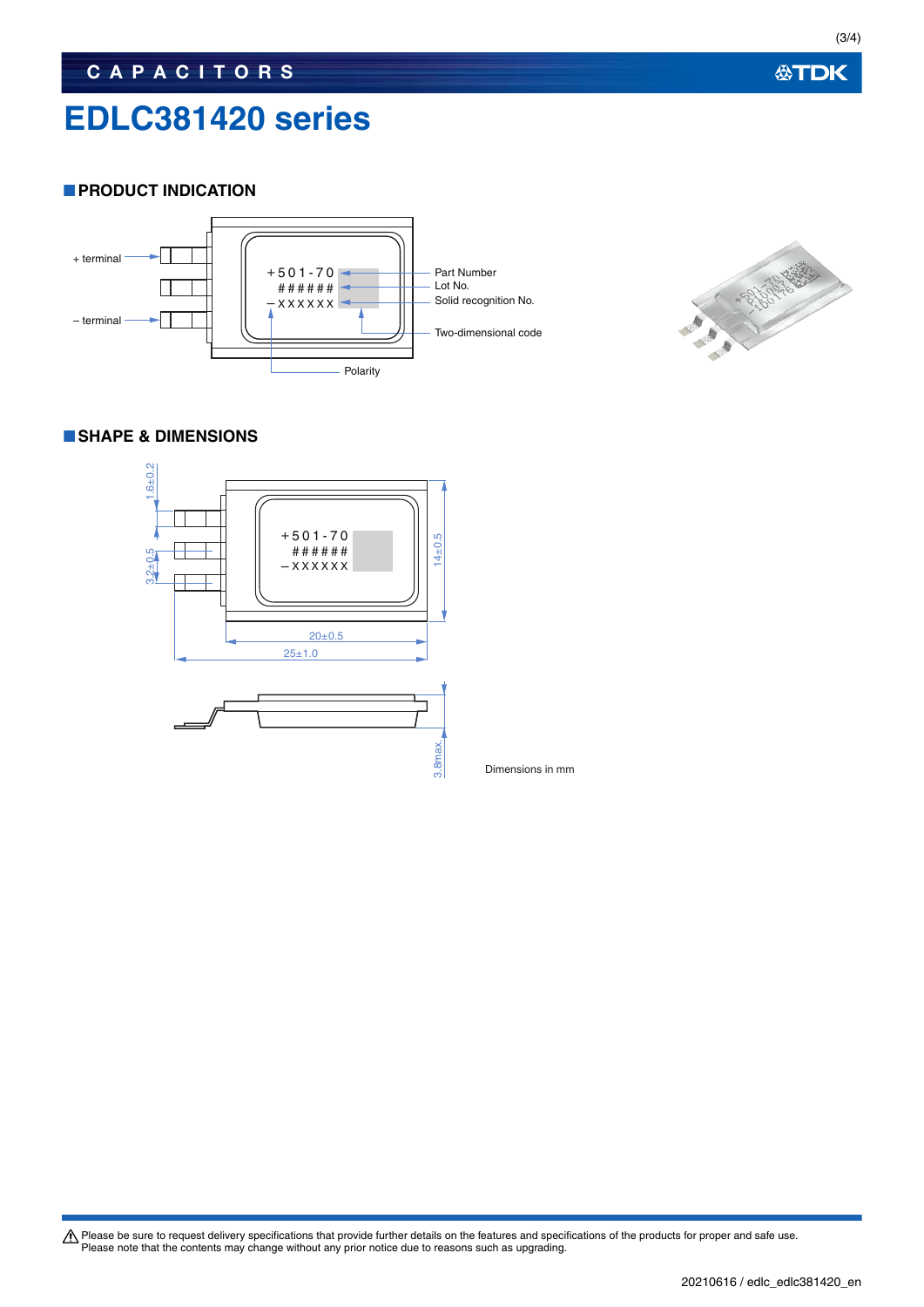# EDLC381420 series

## PRODUCT INDICATION

+ terminal

– terminal

+501-70
######
–XXXXXX

Part Number
Lot No.
Solid recognition No.
Two-dimensional code
Polarity

## SHAPE & DIMENSIONS

+501-70
######
–XXXXXX

1.6±0.2
3.2±0.5
14±0.5
20±0.5
25±1.0
3.8max.

Dimensions in mm

⚠ Please be sure to request delivery specifications that provide further details on the features and specifications of the products for proper and safe use.
Please note that the contents may change without any prior notice due to reasons such as upgrading.

20210616 / edlc_edlc381420_en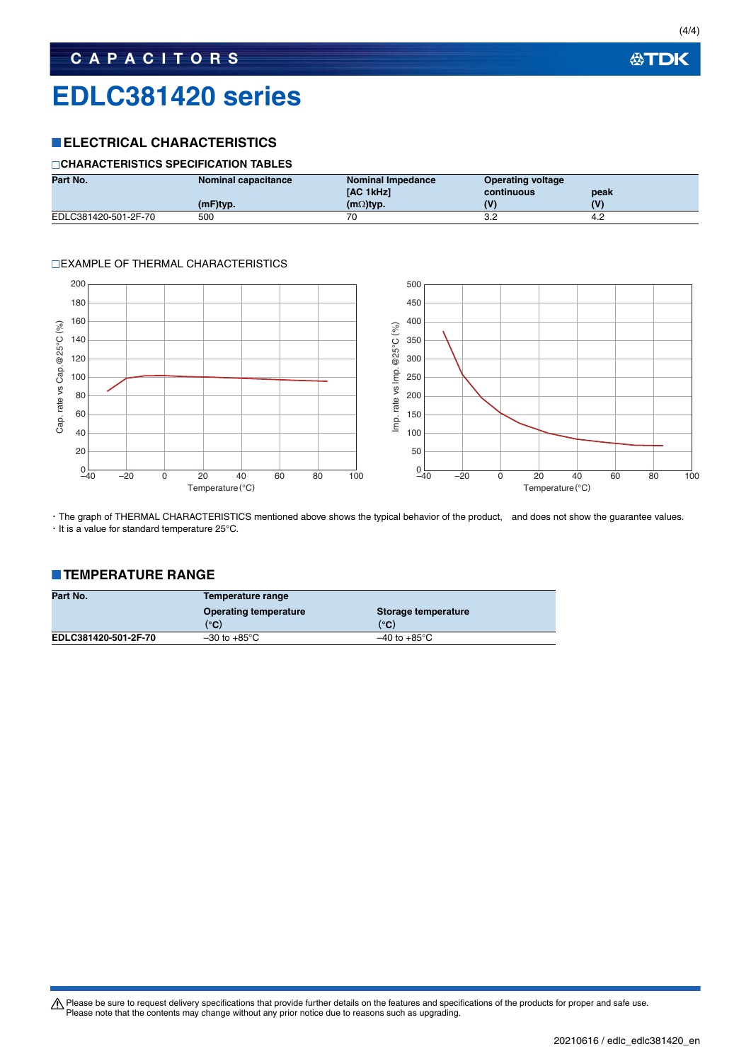# EDLC381420 series

## ELECTRICAL CHARACTERISTICS

### CHARACTERISTICS SPECIFICATION TABLES

| Part No. | Nominal capacitance (mF)typ. | Nominal Impedance [AC 1kHz] (mΩ)typ. | Operating voltage continuous (V) | Operating voltage peak (V) |
|---|---|---|---|---|
| EDLC381420-501-2F-70 | 500 | 70 | 3.2 | 4.2 |

### EXAMPLE OF THERMAL CHARACTERISTICS

Cap. rate vs Cap.@25°C (%)
200
180
160
140
120
100
80
60
40
20
0
–40 –20 0 20 40 60 80 100
Temperature (°C)

Imp. rate vs Imp.@25°C (%)
500
450
400
350
300
250
200
150
100
50
0
–40 –20 0 20 40 60 80 100
Temperature (°C)

・The graph of THERMAL CHARACTERISTICS mentioned above shows the typical behavior of the product, and does not show the guarantee values.
・It is a value for standard temperature 25°C.

## TEMPERATURE RANGE

| Part No. | Temperature range | |
|---|---|---|
| | Operating temperature (°C) | Storage temperature (°C) |
| EDLC381420-501-2F-70 | –30 to +85°C | –40 to +85°C |

⚠ Please be sure to request delivery specifications that provide further details on the features and specifications of the products for proper and safe use.
Please note that the contents may change without any prior notice due to reasons such as upgrading.

20210616 / edlc_edlc381420_en